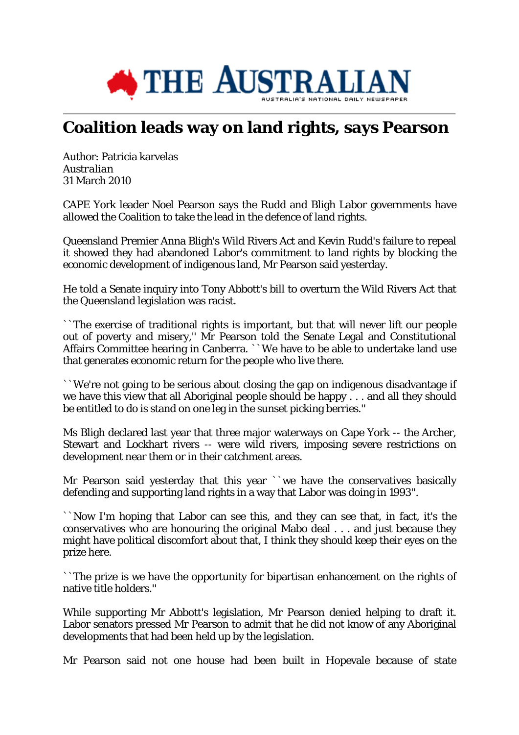# Coalition leads way on land rights, says Pearson

Author: Patricia karvelas
*Australian*
31 March 2010

CAPE York leader Noel Pearson says the Rudd and Bligh Labor governments have allowed the Coalition to take the lead in the defence of land rights.

Queensland Premier Anna Bligh's Wild Rivers Act and Kevin Rudd's failure to repeal it showed they had abandoned Labor's commitment to land rights by blocking the economic development of indigenous land, Mr Pearson said yesterday.

He told a Senate inquiry into Tony Abbott's bill to overturn the Wild Rivers Act that the Queensland legislation was racist.

``The exercise of traditional rights is important, but that will never lift our people out of poverty and misery,'' Mr Pearson told the Senate Legal and Constitutional Affairs Committee hearing in Canberra. ``We have to be able to undertake land use that generates economic return for the people who live there.

``We're not going to be serious about closing the gap on indigenous disadvantage if we have this view that all Aboriginal people should be happy . . . and all they should be entitled to do is stand on one leg in the sunset picking berries.''

Ms Bligh declared last year that three major waterways on Cape York -- the Archer, Stewart and Lockhart rivers -- were wild rivers, imposing severe restrictions on development near them or in their catchment areas.

Mr Pearson said yesterday that this year ``we have the conservatives basically defending and supporting land rights in a way that Labor was doing in 1993''.

``Now I'm hoping that Labor can see this, and they can see that, in fact, it's the conservatives who are honouring the original Mabo deal . . . and just because they might have political discomfort about that, I think they should keep their eyes on the prize here.

``The prize is we have the opportunity for bipartisan enhancement on the rights of native title holders.''

While supporting Mr Abbott's legislation, Mr Pearson denied helping to draft it. Labor senators pressed Mr Pearson to admit that he did not know of any Aboriginal developments that had been held up by the legislation.

Mr Pearson said not one house had been built in Hopevale because of state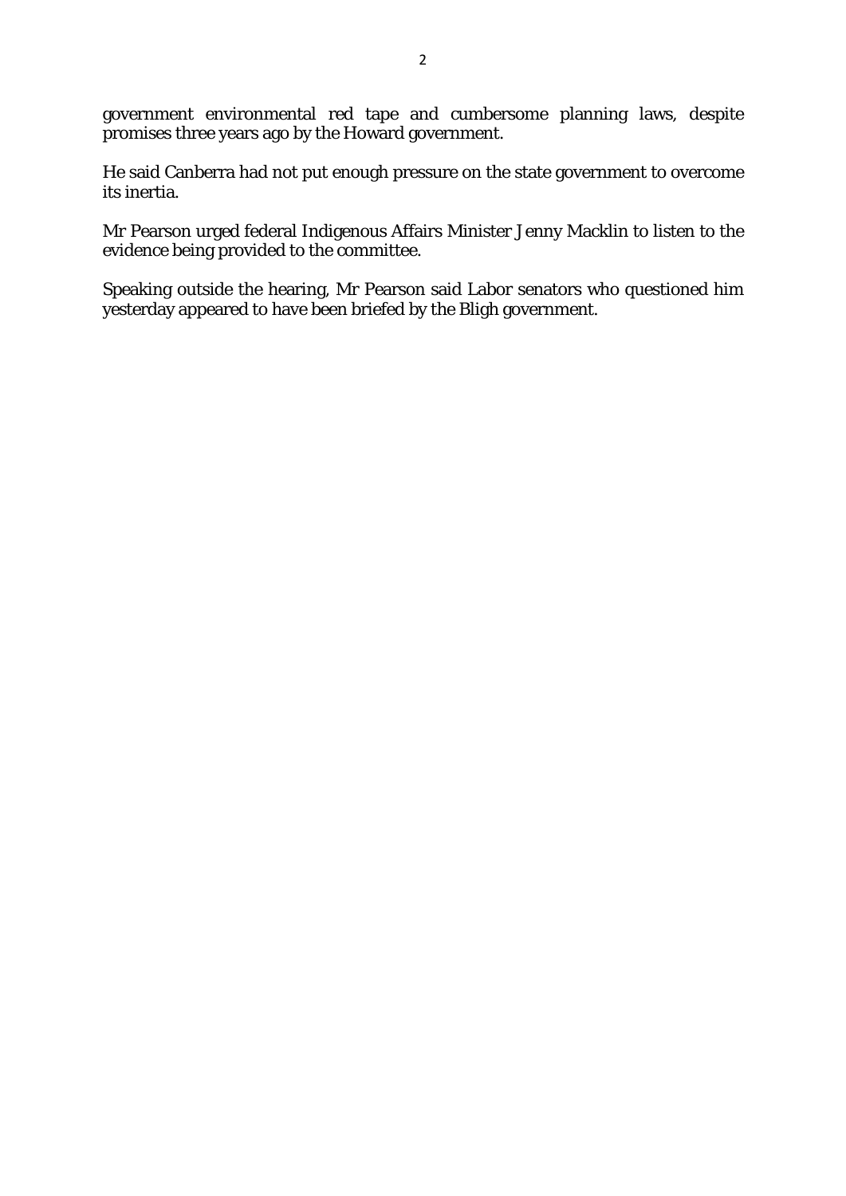government environmental red tape and cumbersome planning laws, despite promises three years ago by the Howard government.

He said Canberra had not put enough pressure on the state government to overcome its inertia.

Mr Pearson urged federal Indigenous Affairs Minister Jenny Macklin to listen to the evidence being provided to the committee.

Speaking outside the hearing, Mr Pearson said Labor senators who questioned him yesterday appeared to have been briefed by the Bligh government.